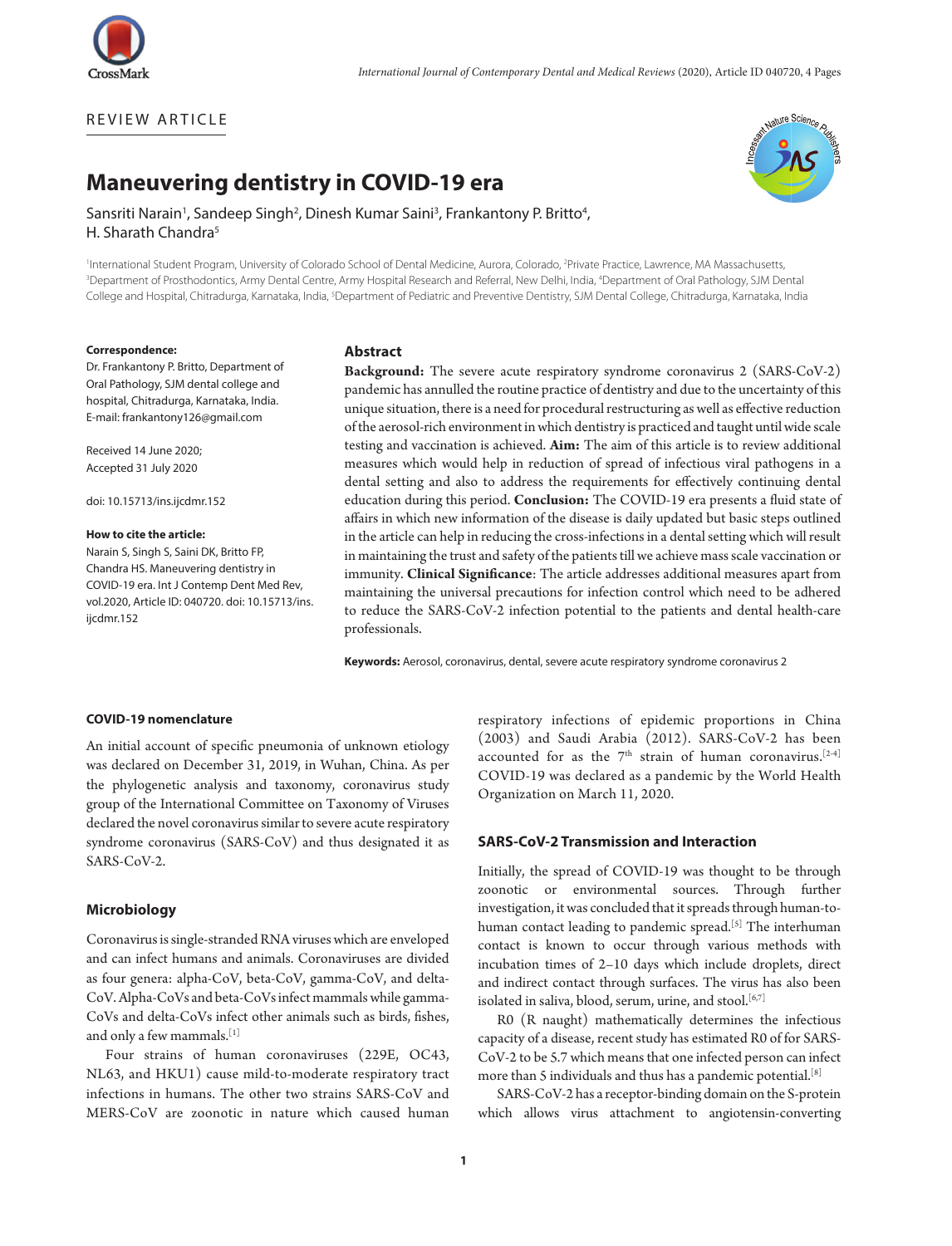REVIEW ARTICLE

# Maneuvering dentistry in COVID-19 era

Sansriti Narain[1], Sandeep Singh[2], Dinesh Kumar Saini[3], Frankantony P. Britto[4], H. Sharath Chandra[5]

[1]International Student Program, University of Colorado School of Dental Medicine, Aurora, Colorado, [2]Private Practice, Lawrence, MA Massachusetts, [3]Department of Prosthodontics, Army Dental Centre, Army Hospital Research and Referral, New Delhi, India, [4]Department of Oral Pathology, SJM Dental College and Hospital, Chitradurga, Karnataka, India, [5]Department of Pediatric and Preventive Dentistry, SJM Dental College, Chitradurga, Karnataka, India

**Correspondence:**
Dr. Frankantony P. Britto, Department of Oral Pathology, SJM dental college and hospital, Chitradurga, Karnataka, India.
E-mail: frankantony126@gmail.com

Received 14 June 2020;
Accepted 31 July 2020

doi: 10.15713/ins.ijcdmr.152

**How to cite the article:**
Narain S, Singh S, Saini DK, Britto FP, Chandra HS. Maneuvering dentistry in COVID-19 era. Int J Contemp Dent Med Rev, vol.2020, Article ID: 040720. doi: 10.15713/ins.ijcdmr.152

## Abstract

**Background:** The severe acute respiratory syndrome coronavirus 2 (SARS-CoV-2) pandemic has annulled the routine practice of dentistry and due to the uncertainty of this unique situation, there is a need for procedural restructuring as well as effective reduction of the aerosol-rich environment in which dentistry is practiced and taught until wide scale testing and vaccination is achieved. **Aim:** The aim of this article is to review additional measures which would help in reduction of spread of infectious viral pathogens in a dental setting and also to address the requirements for effectively continuing dental education during this period. **Conclusion:** The COVID-19 era presents a fluid state of affairs in which new information of the disease is daily updated but basic steps outlined in the article can help in reducing the cross-infections in a dental setting which will result in maintaining the trust and safety of the patients till we achieve mass scale vaccination or immunity. **Clinical Significance**: The article addresses additional measures apart from maintaining the universal precautions for infection control which need to be adhered to reduce the SARS-CoV-2 infection potential to the patients and dental health-care professionals.

**Keywords:** Aerosol, coronavirus, dental, severe acute respiratory syndrome coronavirus 2

### COVID-19 nomenclature

An initial account of specific pneumonia of unknown etiology was declared on December 31, 2019, in Wuhan, China. As per the phylogenetic analysis and taxonomy, coronavirus study group of the International Committee on Taxonomy of Viruses declared the novel coronavirus similar to severe acute respiratory syndrome coronavirus (SARS-CoV) and thus designated it as SARS-CoV-2.

### Microbiology

Coronavirus is single-stranded RNA viruses which are enveloped and can infect humans and animals. Coronaviruses are divided as four genera: alpha-CoV, beta-CoV, gamma-CoV, and delta-CoV. Alpha-CoVs and beta-CoVs infect mammals while gamma-CoVs and delta-CoVs infect other animals such as birds, fishes, and only a few mammals.[1]

Four strains of human coronaviruses (229E, OC43, NL63, and HKU1) cause mild-to-moderate respiratory tract infections in humans. The other two strains SARS-CoV and MERS-CoV are zoonotic in nature which caused human respiratory infections of epidemic proportions in China (2003) and Saudi Arabia (2012). SARS-CoV-2 has been accounted for as the 7th strain of human coronavirus.[2-4] COVID-19 was declared as a pandemic by the World Health Organization on March 11, 2020.

### SARS-CoV-2 Transmission and Interaction

Initially, the spread of COVID-19 was thought to be through zoonotic or environmental sources. Through further investigation, it was concluded that it spreads through human-to-human contact leading to pandemic spread.[5] The interhuman contact is known to occur through various methods with incubation times of 2–10 days which include droplets, direct and indirect contact through surfaces. The virus has also been isolated in saliva, blood, serum, urine, and stool.[6,7]

R0 (R naught) mathematically determines the infectious capacity of a disease, recent study has estimated R0 of for SARS-CoV-2 to be 5.7 which means that one infected person can infect more than 5 individuals and thus has a pandemic potential.[8]

SARS-CoV-2 has a receptor-binding domain on the S-protein which allows virus attachment to angiotensin-converting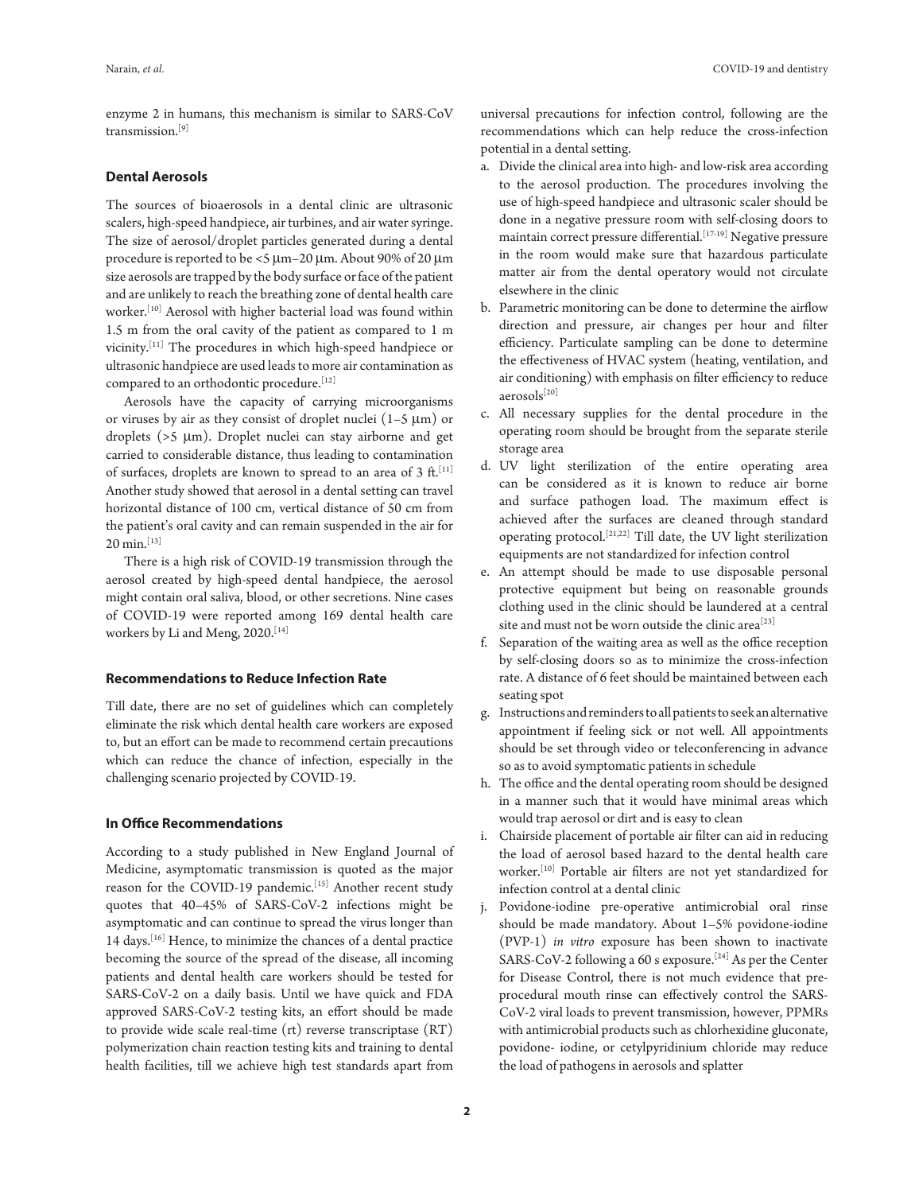enzyme 2 in humans, this mechanism is similar to SARS-CoV transmission.[9]

### Dental Aerosols

The sources of bioaerosols in a dental clinic are ultrasonic scalers, high-speed handpiece, air turbines, and air water syringe. The size of aerosol/droplet particles generated during a dental procedure is reported to be <5 μm–20 μm. About 90% of 20 μm size aerosols are trapped by the body surface or face of the patient and are unlikely to reach the breathing zone of dental health care worker.[10] Aerosol with higher bacterial load was found within 1.5 m from the oral cavity of the patient as compared to 1 m vicinity.[11] The procedures in which high-speed handpiece or ultrasonic handpiece are used leads to more air contamination as compared to an orthodontic procedure.[12]

Aerosols have the capacity of carrying microorganisms or viruses by air as they consist of droplet nuclei (1–5 μm) or droplets (>5 μm). Droplet nuclei can stay airborne and get carried to considerable distance, thus leading to contamination of surfaces, droplets are known to spread to an area of 3 ft.[11] Another study showed that aerosol in a dental setting can travel horizontal distance of 100 cm, vertical distance of 50 cm from the patient's oral cavity and can remain suspended in the air for 20 min.[13]

There is a high risk of COVID-19 transmission through the aerosol created by high-speed dental handpiece, the aerosol might contain oral saliva, blood, or other secretions. Nine cases of COVID-19 were reported among 169 dental health care workers by Li and Meng, 2020.[14]

### Recommendations to Reduce Infection Rate

Till date, there are no set of guidelines which can completely eliminate the risk which dental health care workers are exposed to, but an effort can be made to recommend certain precautions which can reduce the chance of infection, especially in the challenging scenario projected by COVID-19.

### In Office Recommendations

According to a study published in New England Journal of Medicine, asymptomatic transmission is quoted as the major reason for the COVID-19 pandemic.[15] Another recent study quotes that 40–45% of SARS-CoV-2 infections might be asymptomatic and can continue to spread the virus longer than 14 days.[16] Hence, to minimize the chances of a dental practice becoming the source of the spread of the disease, all incoming patients and dental health care workers should be tested for SARS-CoV-2 on a daily basis. Until we have quick and FDA approved SARS-CoV-2 testing kits, an effort should be made to provide wide scale real-time (rt) reverse transcriptase (RT) polymerization chain reaction testing kits and training to dental health facilities, till we achieve high test standards apart from universal precautions for infection control, following are the recommendations which can help reduce the cross-infection potential in a dental setting.

a. Divide the clinical area into high- and low-risk area according to the aerosol production. The procedures involving the use of high-speed handpiece and ultrasonic scaler should be done in a negative pressure room with self-closing doors to maintain correct pressure differential.[17-19] Negative pressure in the room would make sure that hazardous particulate matter air from the dental operatory would not circulate elsewhere in the clinic
b. Parametric monitoring can be done to determine the airflow direction and pressure, air changes per hour and filter efficiency. Particulate sampling can be done to determine the effectiveness of HVAC system (heating, ventilation, and air conditioning) with emphasis on filter efficiency to reduce aerosols[20]
c. All necessary supplies for the dental procedure in the operating room should be brought from the separate sterile storage area
d. UV light sterilization of the entire operating area can be considered as it is known to reduce air borne and surface pathogen load. The maximum effect is achieved after the surfaces are cleaned through standard operating protocol.[21,22] Till date, the UV light sterilization equipments are not standardized for infection control
e. An attempt should be made to use disposable personal protective equipment but being on reasonable grounds clothing used in the clinic should be laundered at a central site and must not be worn outside the clinic area[23]
f. Separation of the waiting area as well as the office reception by self-closing doors so as to minimize the cross-infection rate. A distance of 6 feet should be maintained between each seating spot
g. Instructions and reminders to all patients to seek an alternative appointment if feeling sick or not well. All appointments should be set through video or teleconferencing in advance so as to avoid symptomatic patients in schedule
h. The office and the dental operating room should be designed in a manner such that it would have minimal areas which would trap aerosol or dirt and is easy to clean
i. Chairside placement of portable air filter can aid in reducing the load of aerosol based hazard to the dental health care worker.[10] Portable air filters are not yet standardized for infection control at a dental clinic
j. Povidone-iodine pre-operative antimicrobial oral rinse should be made mandatory. About 1–5% povidone-iodine (PVP-1) *in vitro* exposure has been shown to inactivate SARS-CoV-2 following a 60 s exposure.[24] As per the Center for Disease Control, there is not much evidence that pre-procedural mouth rinse can effectively control the SARS-CoV-2 viral loads to prevent transmission, however, PPMRs with antimicrobial products such as chlorhexidine gluconate, povidone- iodine, or cetylpyridinium chloride may reduce the load of pathogens in aerosols and splatter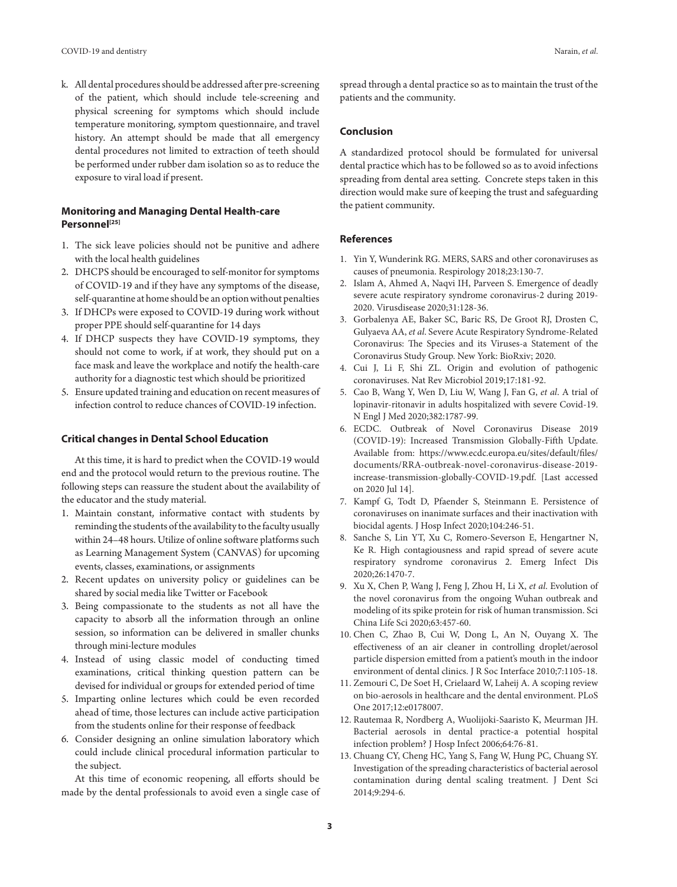k. All dental procedures should be addressed after pre-screening of the patient, which should include tele-screening and physical screening for symptoms which should include temperature monitoring, symptom questionnaire, and travel history. An attempt should be made that all emergency dental procedures not limited to extraction of teeth should be performed under rubber dam isolation so as to reduce the exposure to viral load if present.

### Monitoring and Managing Dental Health-care Personnel[25]

1. The sick leave policies should not be punitive and adhere with the local health guidelines
2. DHCPS should be encouraged to self-monitor for symptoms of COVID-19 and if they have any symptoms of the disease, self-quarantine at home should be an option without penalties
3. If DHCPs were exposed to COVID-19 during work without proper PPE should self-quarantine for 14 days
4. If DHCP suspects they have COVID-19 symptoms, they should not come to work, if at work, they should put on a face mask and leave the workplace and notify the health-care authority for a diagnostic test which should be prioritized
5. Ensure updated training and education on recent measures of infection control to reduce chances of COVID-19 infection.

### Critical changes in Dental School Education

At this time, it is hard to predict when the COVID-19 would end and the protocol would return to the previous routine. The following steps can reassure the student about the availability of the educator and the study material.

1. Maintain constant, informative contact with students by reminding the students of the availability to the faculty usually within 24–48 hours. Utilize of online software platforms such as Learning Management System (CANVAS) for upcoming events, classes, examinations, or assignments
2. Recent updates on university policy or guidelines can be shared by social media like Twitter or Facebook
3. Being compassionate to the students as not all have the capacity to absorb all the information through an online session, so information can be delivered in smaller chunks through mini-lecture modules
4. Instead of using classic model of conducting timed examinations, critical thinking question pattern can be devised for individual or groups for extended period of time
5. Imparting online lectures which could be even recorded ahead of time, those lectures can include active participation from the students online for their response of feedback
6. Consider designing an online simulation laboratory which could include clinical procedural information particular to the subject.

At this time of economic reopening, all efforts should be made by the dental professionals to avoid even a single case of spread through a dental practice so as to maintain the trust of the patients and the community.

## Conclusion

A standardized protocol should be formulated for universal dental practice which has to be followed so as to avoid infections spreading from dental area setting. Concrete steps taken in this direction would make sure of keeping the trust and safeguarding the patient community.

## References

1. Yin Y, Wunderink RG. MERS, SARS and other coronaviruses as causes of pneumonia. Respirology 2018;23:130-7.
2. Islam A, Ahmed A, Naqvi IH, Parveen S. Emergence of deadly severe acute respiratory syndrome coronavirus-2 during 2019-2020. Virusdisease 2020;31:128-36.
3. Gorbalenya AE, Baker SC, Baric RS, De Groot RJ, Drosten C, Gulyaeva AA, *et al*. Severe Acute Respiratory Syndrome-Related Coronavirus: The Species and its Viruses-a Statement of the Coronavirus Study Group. New York: BioRxiv; 2020.
4. Cui J, Li F, Shi ZL. Origin and evolution of pathogenic coronaviruses. Nat Rev Microbiol 2019;17:181-92.
5. Cao B, Wang Y, Wen D, Liu W, Wang J, Fan G, *et al*. A trial of lopinavir-ritonavir in adults hospitalized with severe Covid-19. N Engl J Med 2020;382:1787-99.
6. ECDC. Outbreak of Novel Coronavirus Disease 2019 (COVID-19): Increased Transmission Globally-Fifth Update. Available from: https://www.ecdc.europa.eu/sites/default/files/documents/RRA-outbreak-novel-coronavirus-disease-2019-increase-transmission-globally-COVID-19.pdf. [Last accessed on 2020 Jul 14].
7. Kampf G, Todt D, Pfaender S, Steinmann E. Persistence of coronaviruses on inanimate surfaces and their inactivation with biocidal agents. J Hosp Infect 2020;104:246-51.
8. Sanche S, Lin YT, Xu C, Romero-Severson E, Hengartner N, Ke R. High contagiousness and rapid spread of severe acute respiratory syndrome coronavirus 2. Emerg Infect Dis 2020;26:1470-7.
9. Xu X, Chen P, Wang J, Feng J, Zhou H, Li X, *et al*. Evolution of the novel coronavirus from the ongoing Wuhan outbreak and modeling of its spike protein for risk of human transmission. Sci China Life Sci 2020;63:457-60.
10. Chen C, Zhao B, Cui W, Dong L, An N, Ouyang X. The effectiveness of an air cleaner in controlling droplet/aerosol particle dispersion emitted from a patient's mouth in the indoor environment of dental clinics. J R Soc Interface 2010;7:1105-18.
11. Zemouri C, De Soet H, Crielaard W, Laheij A. A scoping review on bio-aerosols in healthcare and the dental environment. PLoS One 2017;12:e0178007.
12. Rautemaa R, Nordberg A, Wuolijoki-Saaristo K, Meurman JH. Bacterial aerosols in dental practice-a potential hospital infection problem? J Hosp Infect 2006;64:76-81.
13. Chuang CY, Cheng HC, Yang S, Fang W, Hung PC, Chuang SY. Investigation of the spreading characteristics of bacterial aerosol contamination during dental scaling treatment. J Dent Sci 2014;9:294-6.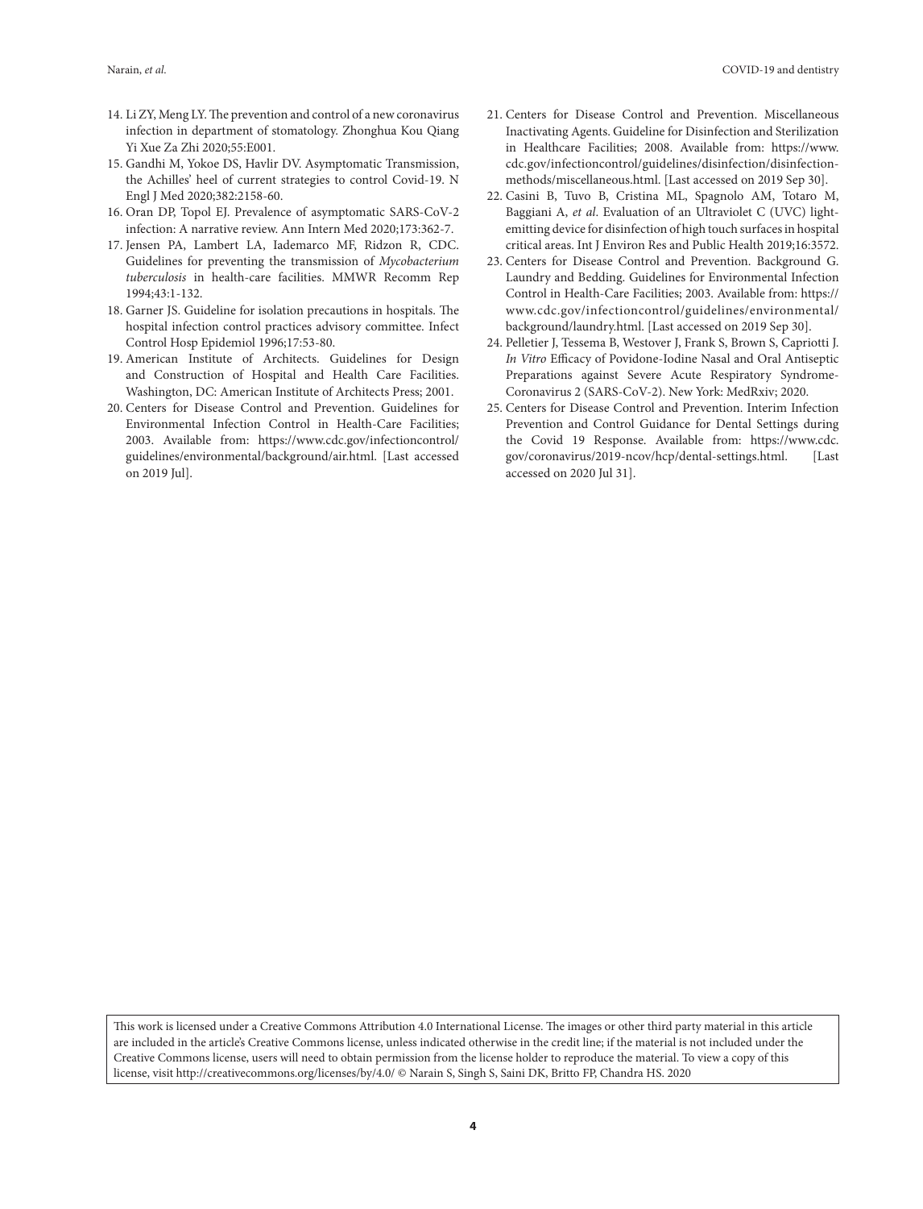14. Li ZY, Meng LY. The prevention and control of a new coronavirus infection in department of stomatology. Zhonghua Kou Qiang Yi Xue Za Zhi 2020;55:E001.
15. Gandhi M, Yokoe DS, Havlir DV. Asymptomatic Transmission, the Achilles' heel of current strategies to control Covid-19. N Engl J Med 2020;382:2158-60.
16. Oran DP, Topol EJ. Prevalence of asymptomatic SARS-CoV-2 infection: A narrative review. Ann Intern Med 2020;173:362-7.
17. Jensen PA, Lambert LA, Iademarco MF, Ridzon R, CDC. Guidelines for preventing the transmission of *Mycobacterium tuberculosis* in health-care facilities. MMWR Recomm Rep 1994;43:1-132.
18. Garner JS. Guideline for isolation precautions in hospitals. The hospital infection control practices advisory committee. Infect Control Hosp Epidemiol 1996;17:53-80.
19. American Institute of Architects. Guidelines for Design and Construction of Hospital and Health Care Facilities. Washington, DC: American Institute of Architects Press; 2001.
20. Centers for Disease Control and Prevention. Guidelines for Environmental Infection Control in Health-Care Facilities; 2003. Available from: https://www.cdc.gov/infectioncontrol/guidelines/environmental/background/air.html. [Last accessed on 2019 Jul].
21. Centers for Disease Control and Prevention. Miscellaneous Inactivating Agents. Guideline for Disinfection and Sterilization in Healthcare Facilities; 2008. Available from: https://www.cdc.gov/infectioncontrol/guidelines/disinfection/disinfection-methods/miscellaneous.html. [Last accessed on 2019 Sep 30].
22. Casini B, Tuvo B, Cristina ML, Spagnolo AM, Totaro M, Baggiani A, *et al*. Evaluation of an Ultraviolet C (UVC) light-emitting device for disinfection of high touch surfaces in hospital critical areas. Int J Environ Res and Public Health 2019;16:3572.
23. Centers for Disease Control and Prevention. Background G. Laundry and Bedding. Guidelines for Environmental Infection Control in Health-Care Facilities; 2003. Available from: https://www.cdc.gov/infectioncontrol/guidelines/environmental/background/laundry.html. [Last accessed on 2019 Sep 30].
24. Pelletier J, Tessema B, Westover J, Frank S, Brown S, Capriotti J. *In Vitro* Efficacy of Povidone-Iodine Nasal and Oral Antiseptic Preparations against Severe Acute Respiratory Syndrome-Coronavirus 2 (SARS-CoV-2). New York: MedRxiv; 2020.
25. Centers for Disease Control and Prevention. Interim Infection Prevention and Control Guidance for Dental Settings during the Covid 19 Response. Available from: https://www.cdc.gov/coronavirus/2019-ncov/hcp/dental-settings.html. [Last accessed on 2020 Jul 31].

This work is licensed under a Creative Commons Attribution 4.0 International License. The images or other third party material in this article are included in the article's Creative Commons license, unless indicated otherwise in the credit line; if the material is not included under the Creative Commons license, users will need to obtain permission from the license holder to reproduce the material. To view a copy of this license, visit http://creativecommons.org/licenses/by/4.0/ © Narain S, Singh S, Saini DK, Britto FP, Chandra HS. 2020